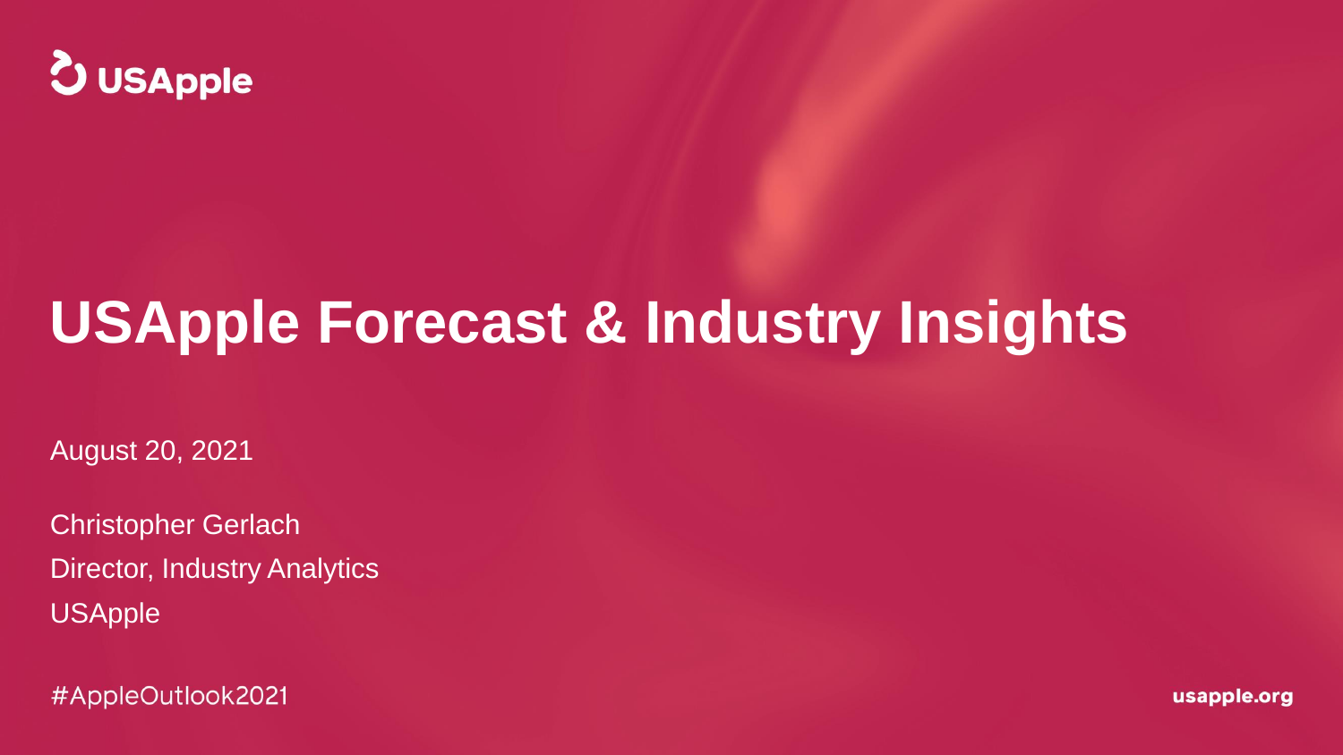USApple

# USApple Forecast & Industry Insights

August 20, 2021

Christopher Gerlach
Director, Industry Analytics
USApple

#AppleOutlook2021

usapple.org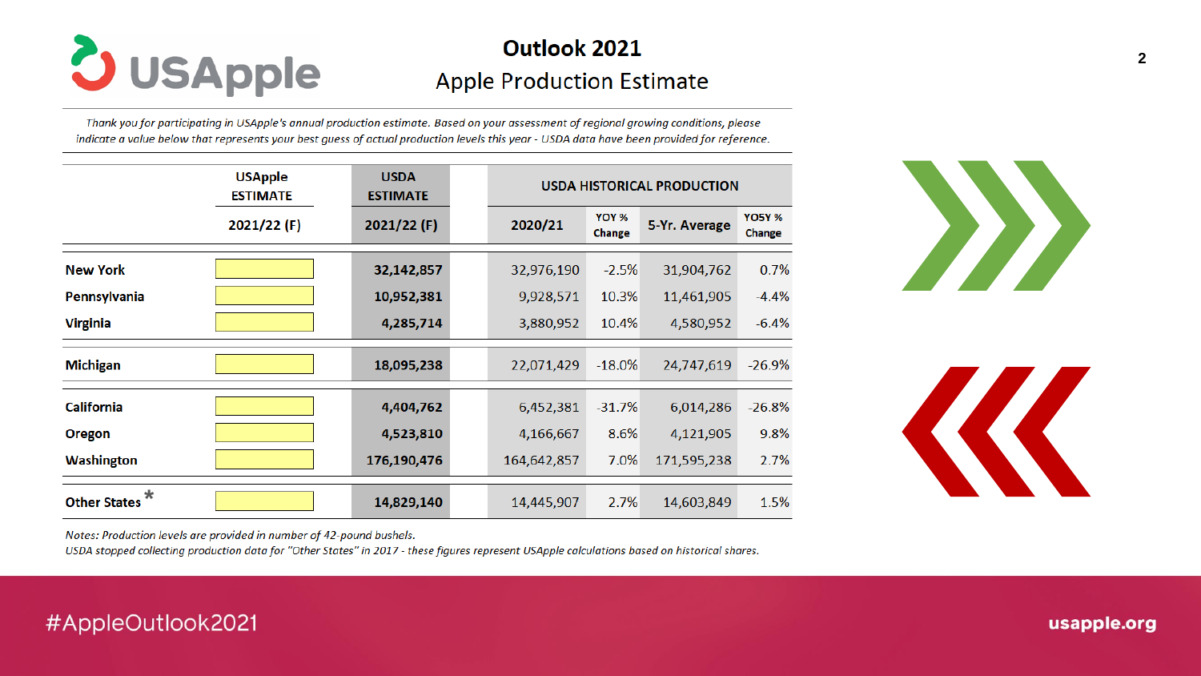# Outlook 2021

## Apple Production Estimate

*Thank you for participating in USApple's annual production estimate. Based on your assessment of regional growing conditions, please indicate a value below that represents your best guess of actual production levels this year - USDA data have been provided for reference.*

| | USApple ESTIMATE | USDA ESTIMATE | USDA HISTORICAL PRODUCTION | | | |
|---|---|---|---|---|---|---|
| | 2021/22 (F) | 2021/22 (F) | 2020/21 | YOY % Change | 5-Yr. Average | YO5Y % Change |
| **New York** | | **32,142,857** | 32,976,190 | -2.5% | 31,904,762 | 0.7% |
| **Pennsylvania** | | **10,952,381** | 9,928,571 | 10.3% | 11,461,905 | -4.4% |
| **Virginia** | | **4,285,714** | 3,880,952 | 10.4% | 4,580,952 | -6.4% |
| **Michigan** | | **18,095,238** | 22,071,429 | -18.0% | 24,747,619 | -26.9% |
| **California** | | **4,404,762** | 6,452,381 | -31.7% | 6,014,286 | -26.8% |
| **Oregon** | | **4,523,810** | 4,166,667 | 8.6% | 4,121,905 | 9.8% |
| **Washington** | | **176,190,476** | 164,642,857 | 7.0% | 171,595,238 | 2.7% |
| **Other States** * | | **14,829,140** | 14,445,907 | 2.7% | 14,603,849 | 1.5% |

*Notes: Production levels are provided in number of 42-pound bushels.*
*USDA stopped collecting production data for "Other States" in 2017 - these figures represent USApple calculations based on historical shares.*

#AppleOutlook2021

usapple.org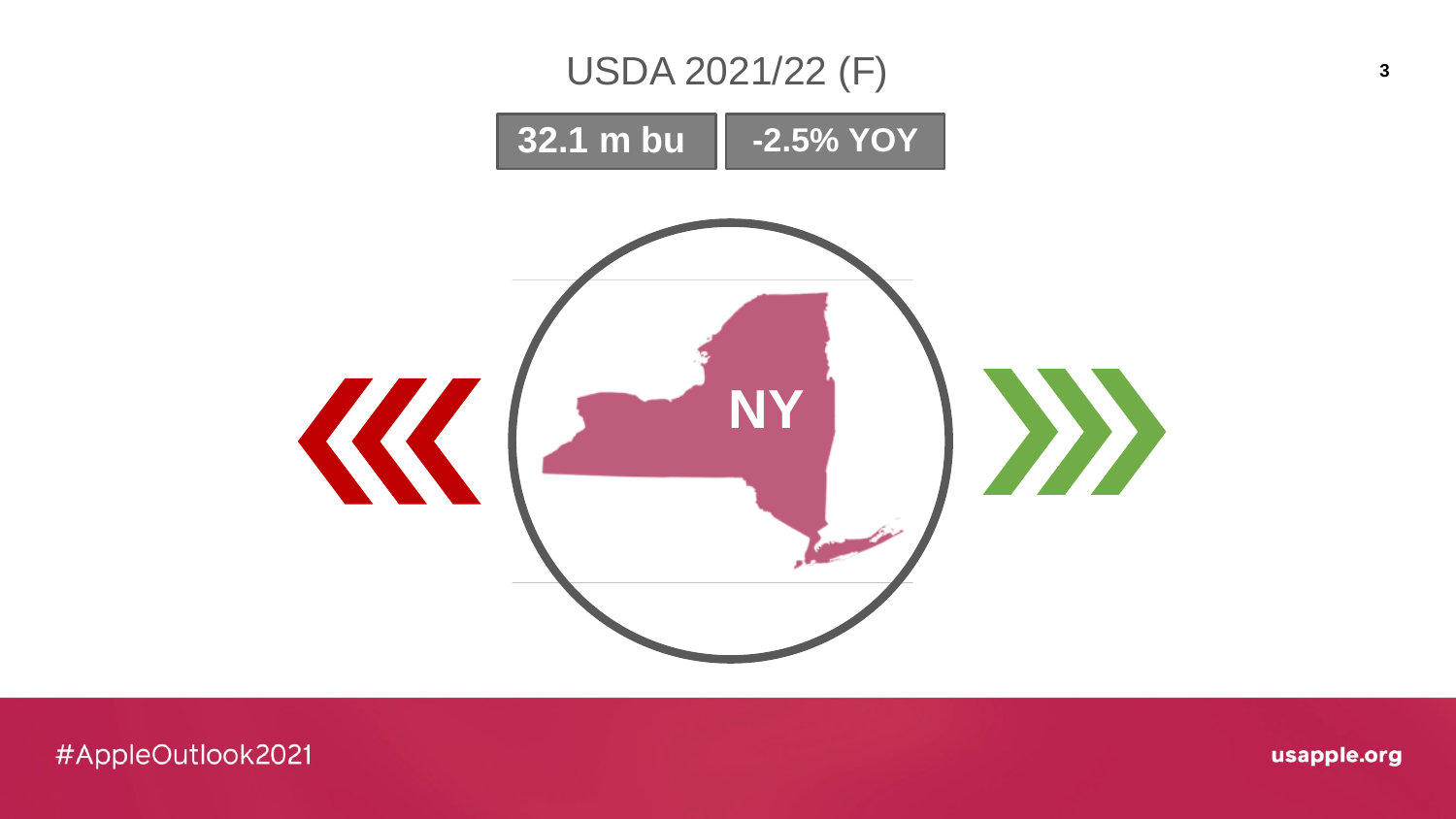# USDA 2021/22 (F)

**32.1 m bu** | **-2.5% YOY**

**NY**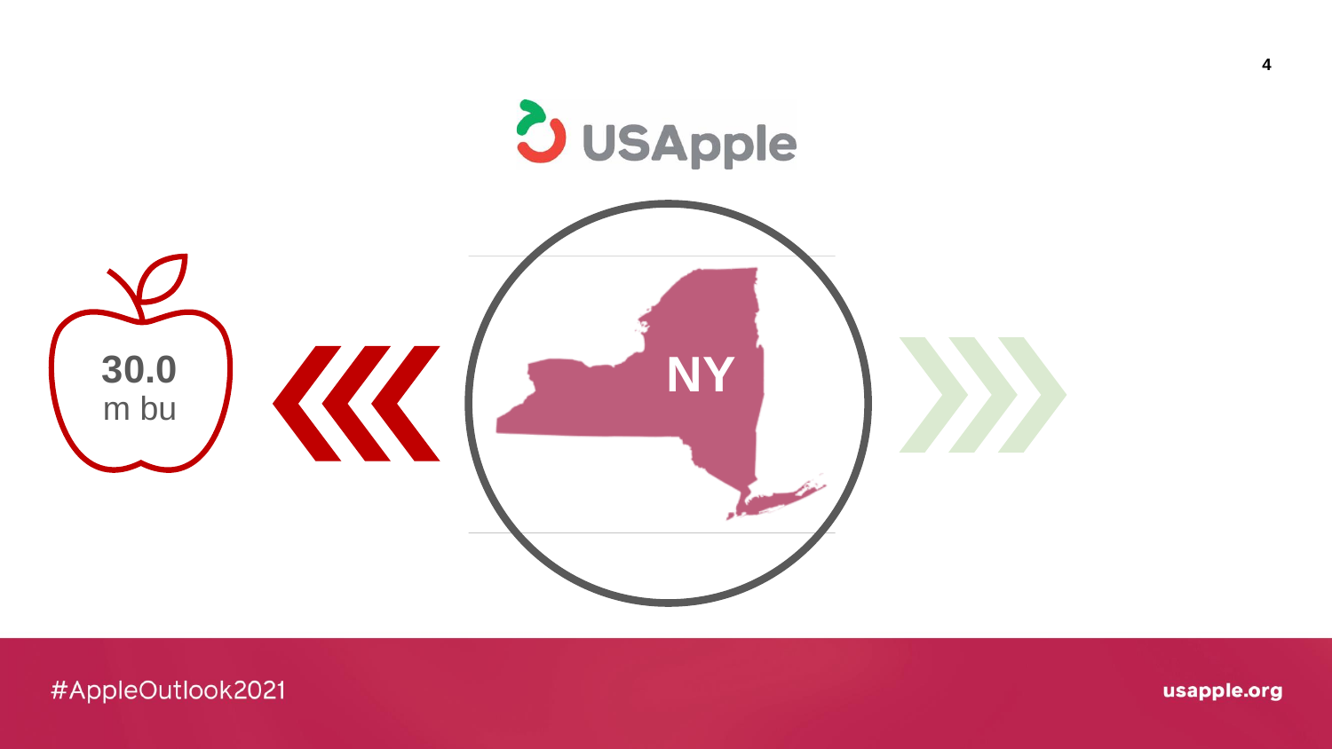USApple

30.0
m bu

NY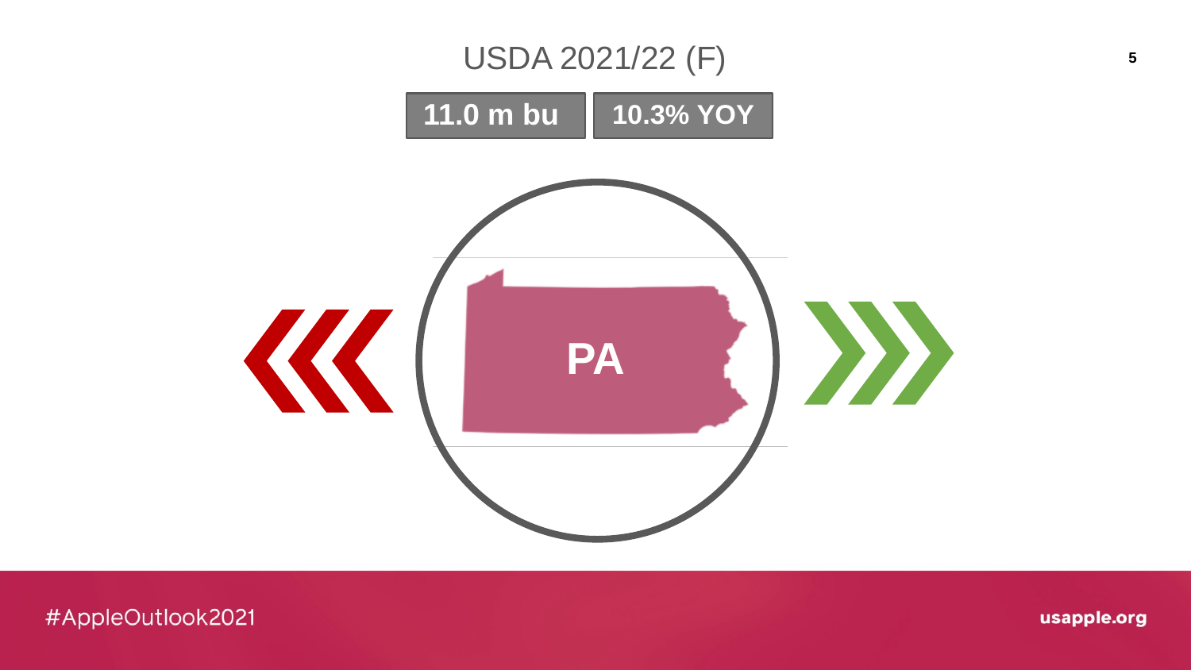# USDA 2021/22 (F)

**11.0 m bu** | **10.3% YOY**

**PA**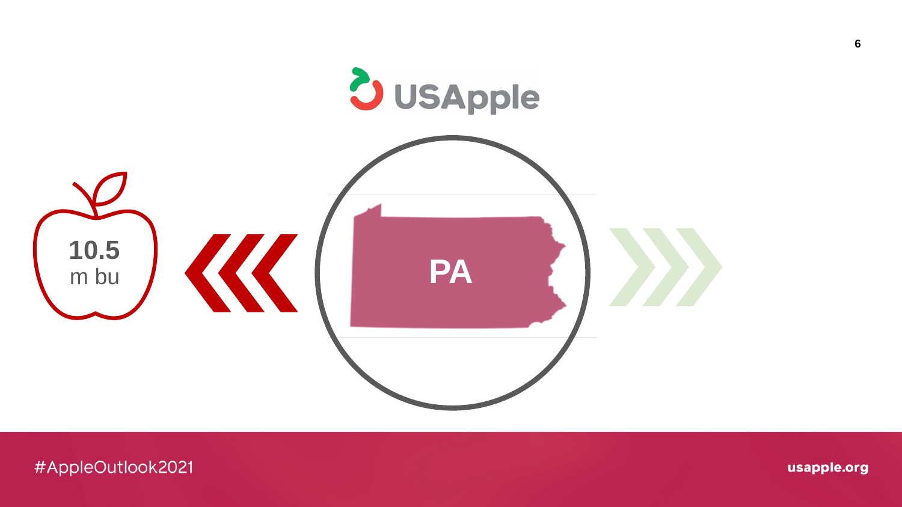USApple

10.5
m bu

PA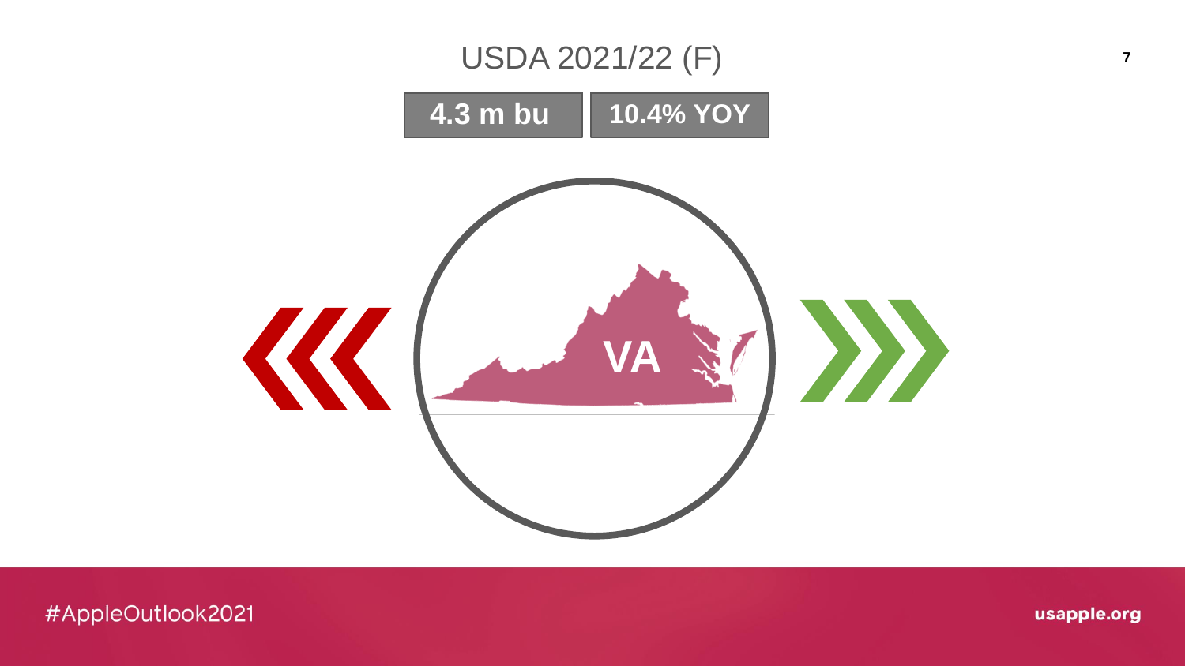# USDA 2021/22 (F)

**4.3 m bu** | **10.4% YOY**

**VA**

#AppleOutlook2021

usapple.org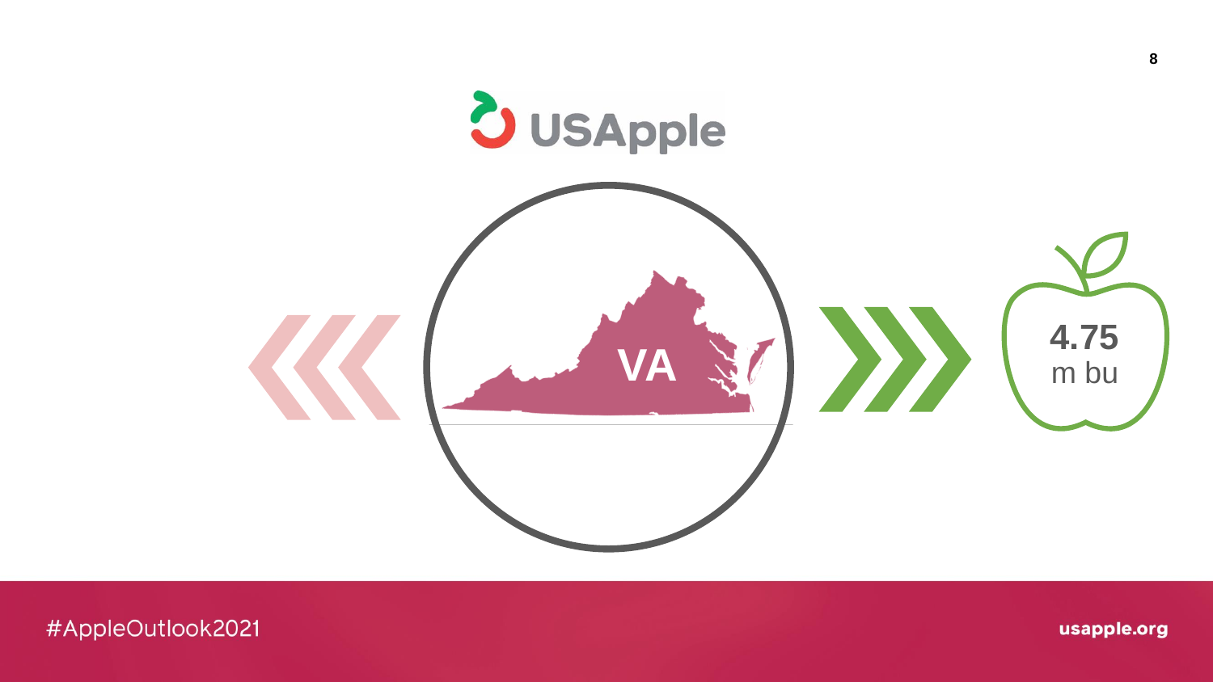VA

4.75
m bu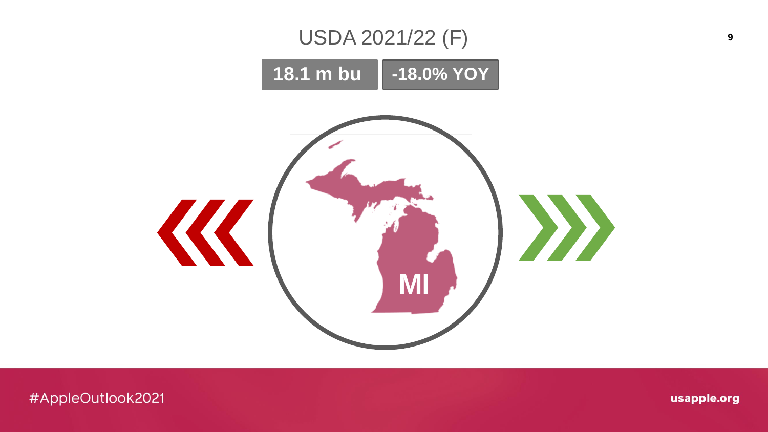# USDA 2021/22 (F)

**18.1 m bu** | **-18.0% YOY**

MI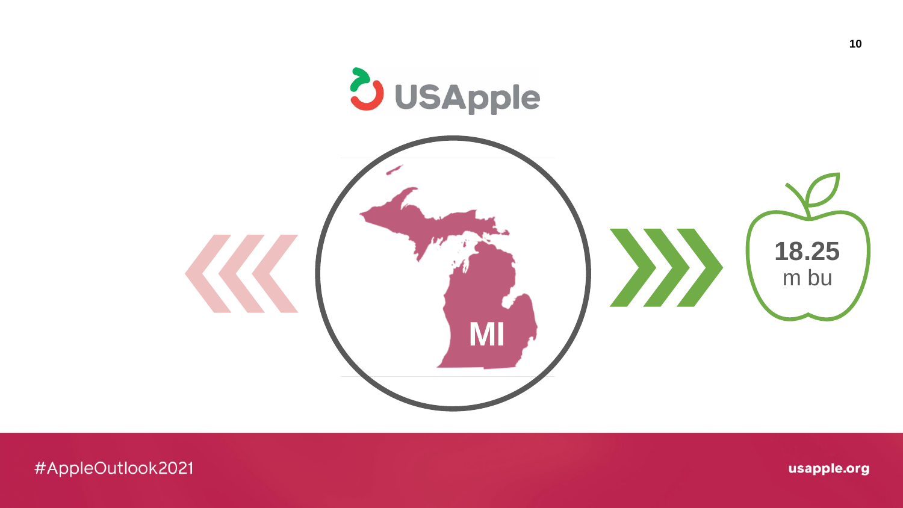MI

18.25
m bu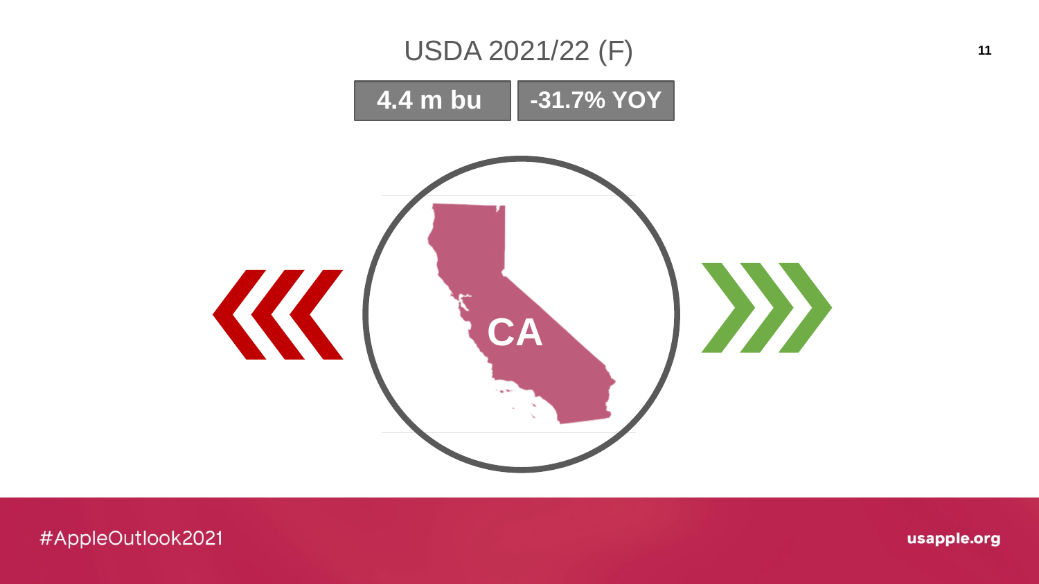# USDA 2021/22 (F)

**4.4 m bu** | **-31.7% YOY**

**CA**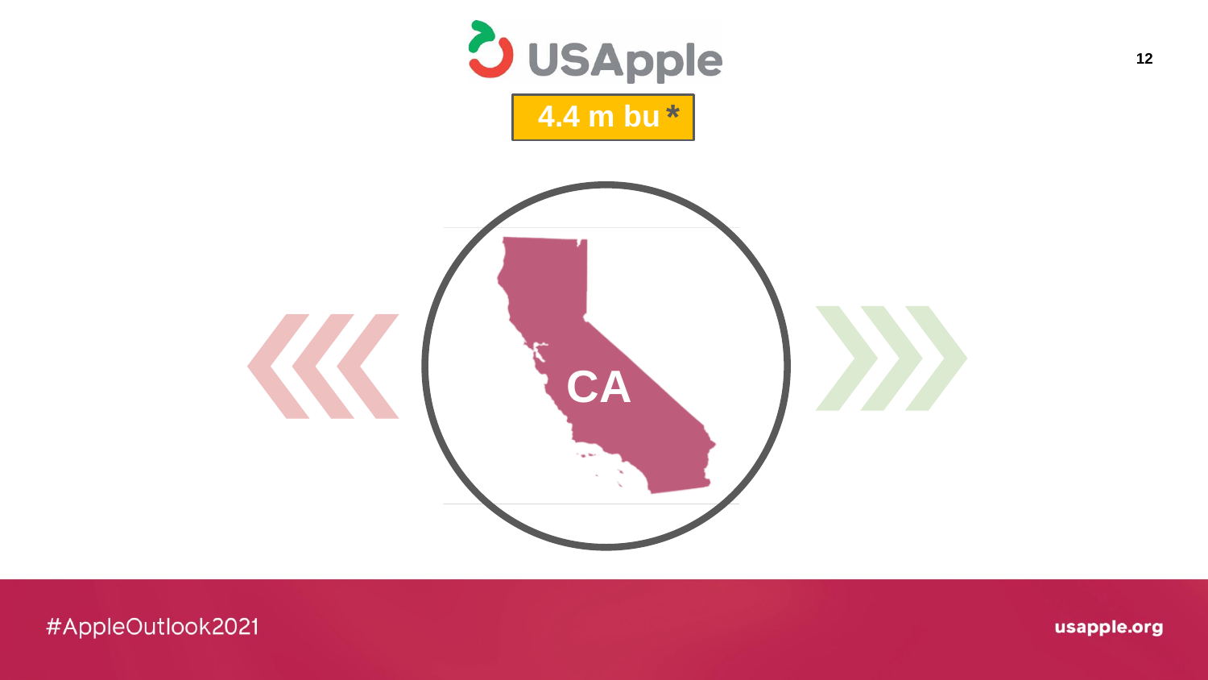USApple

**4.4 m bu \***

CA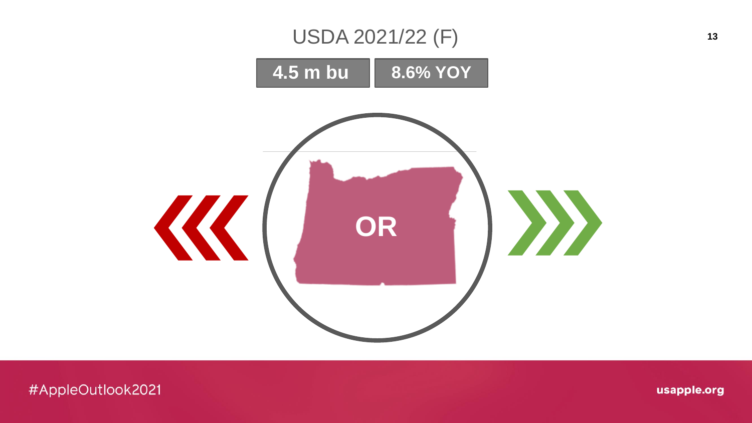# USDA 2021/22 (F)

**4.5 m bu** | **8.6% YOY**

**OR**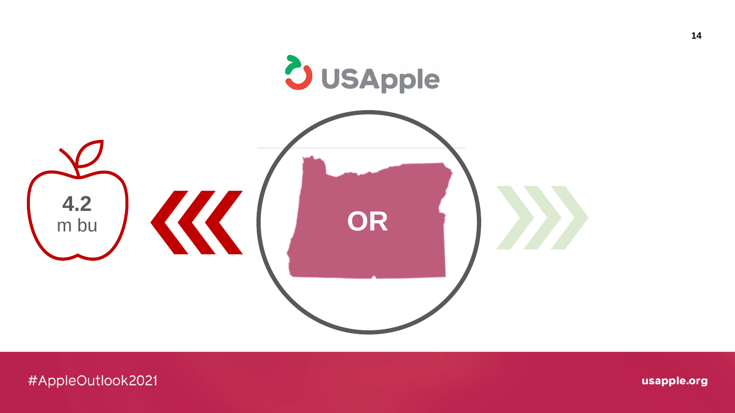USApple

4.2
m bu

OR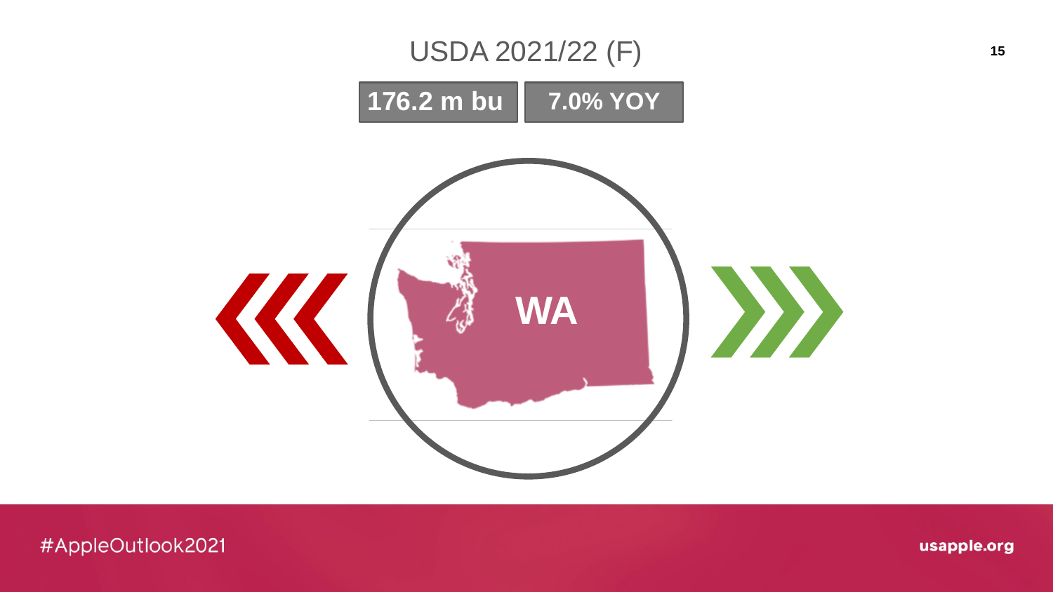# USDA 2021/22 (F)

**176.2 m bu** | **7.0% YOY**

**WA**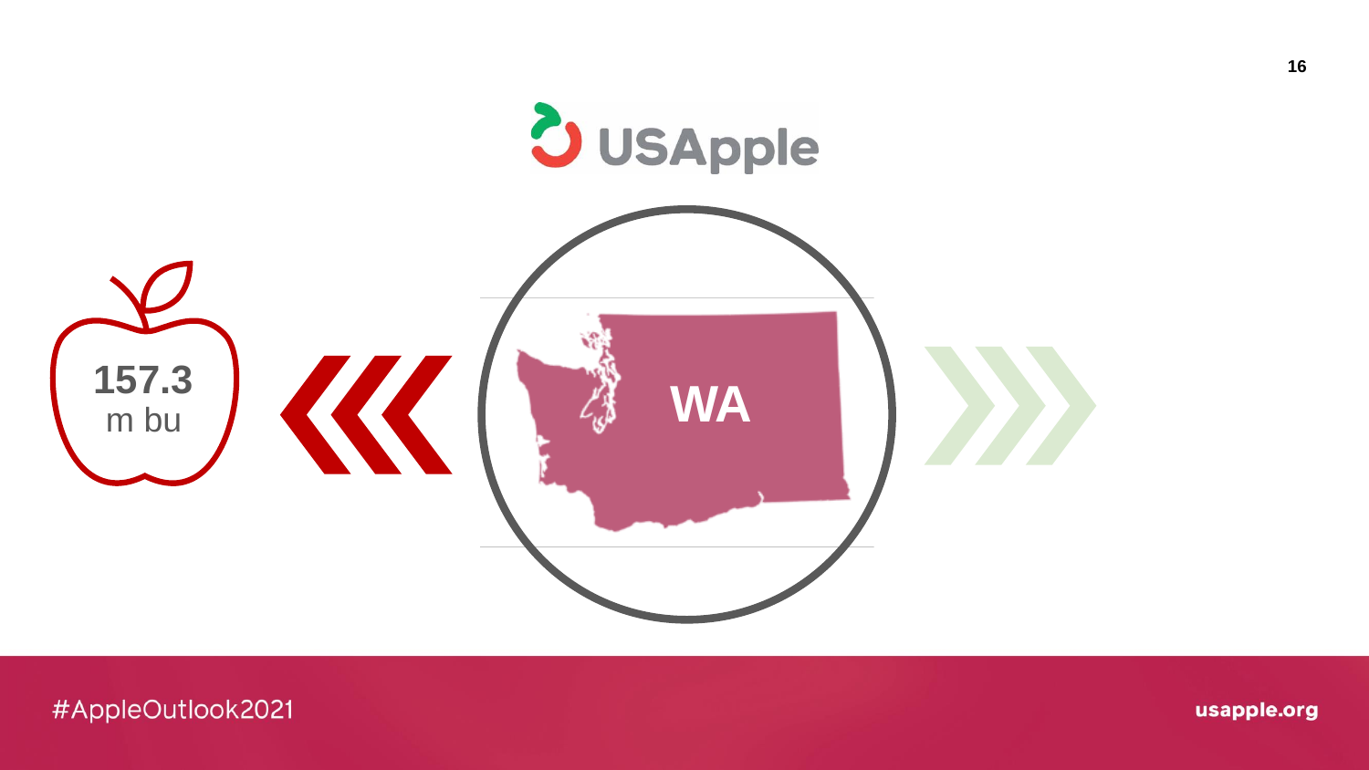USApple

157.3
m bu

WA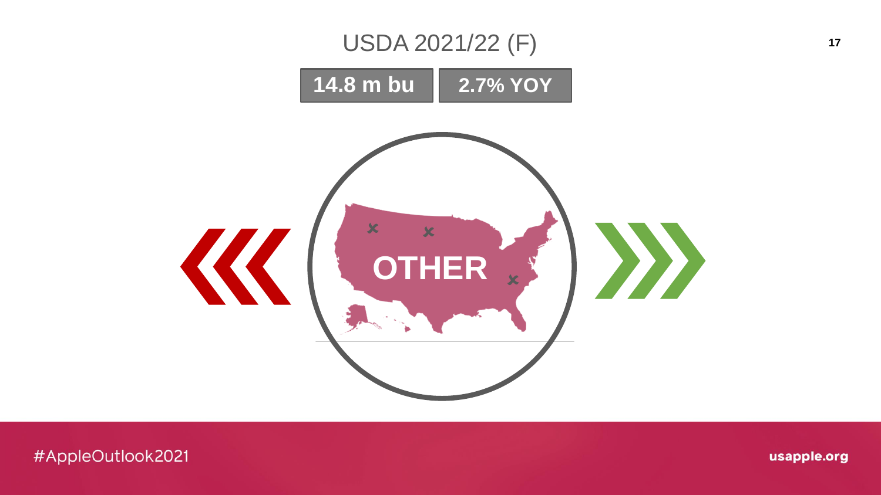# USDA 2021/22 (F)

**14.8 m bu** | **2.7% YOY**

**OTHER**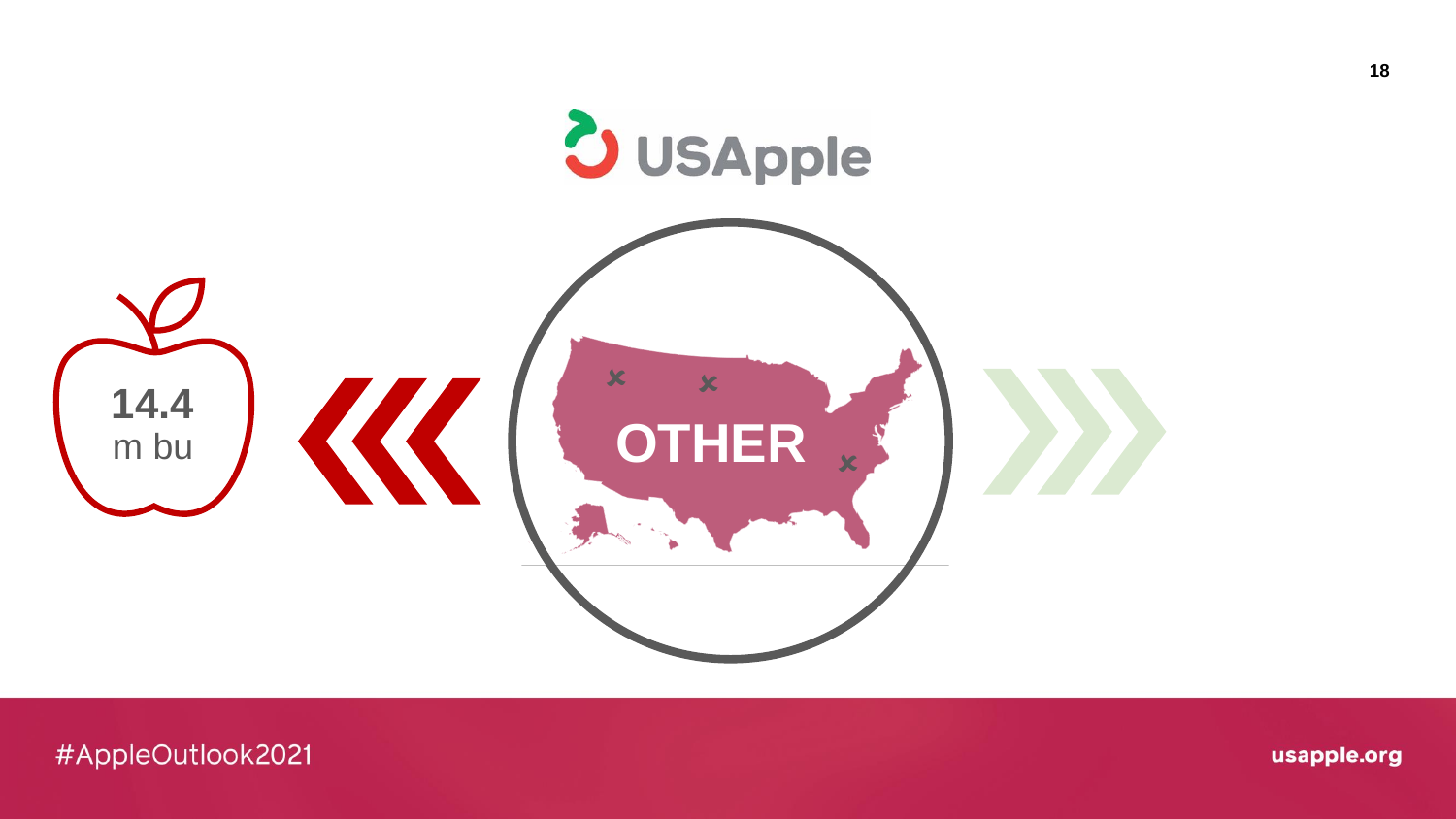USApple

14.4
m bu

OTHER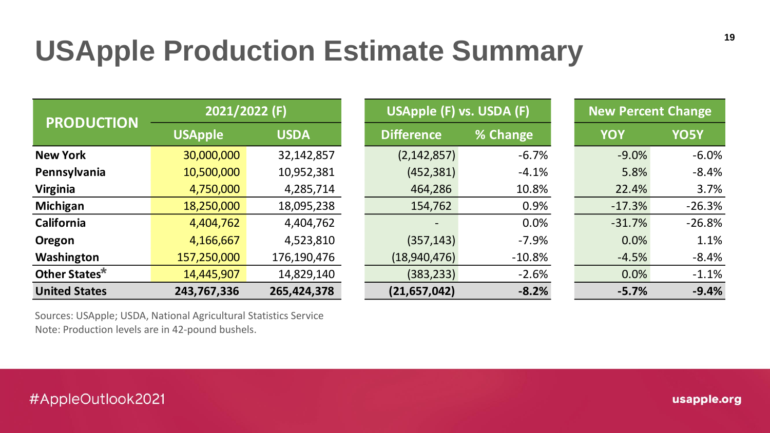# USApple Production Estimate Summary

| PRODUCTION | 2021/2022 (F) | | USApple (F) vs. USDA (F) | | New Percent Change | |
|---|---|---|---|---|---|---|
| | USApple | USDA | Difference | % Change | YOY | YO5Y |
| New York | 30,000,000 | 32,142,857 | (2,142,857) | -6.7% | -9.0% | -6.0% |
| Pennsylvania | 10,500,000 | 10,952,381 | (452,381) | -4.1% | 5.8% | -8.4% |
| Virginia | 4,750,000 | 4,285,714 | 464,286 | 10.8% | 22.4% | 3.7% |
| Michigan | 18,250,000 | 18,095,238 | 154,762 | 0.9% | -17.3% | -26.3% |
| California | 4,404,762 | 4,404,762 | - | 0.0% | -31.7% | -26.8% |
| Oregon | 4,166,667 | 4,523,810 | (357,143) | -7.9% | 0.0% | 1.1% |
| Washington | 157,250,000 | 176,190,476 | (18,940,476) | -10.8% | -4.5% | -8.4% |
| Other States* | 14,445,907 | 14,829,140 | (383,233) | -2.6% | 0.0% | -1.1% |
| **United States** | **243,767,336** | **265,424,378** | **(21,657,042)** | **-8.2%** | **-5.7%** | **-9.4%** |

Sources: USApple; USDA, National Agricultural Statistics Service
Note: Production levels are in 42-pound bushels.

#AppleOutlook2021

usapple.org